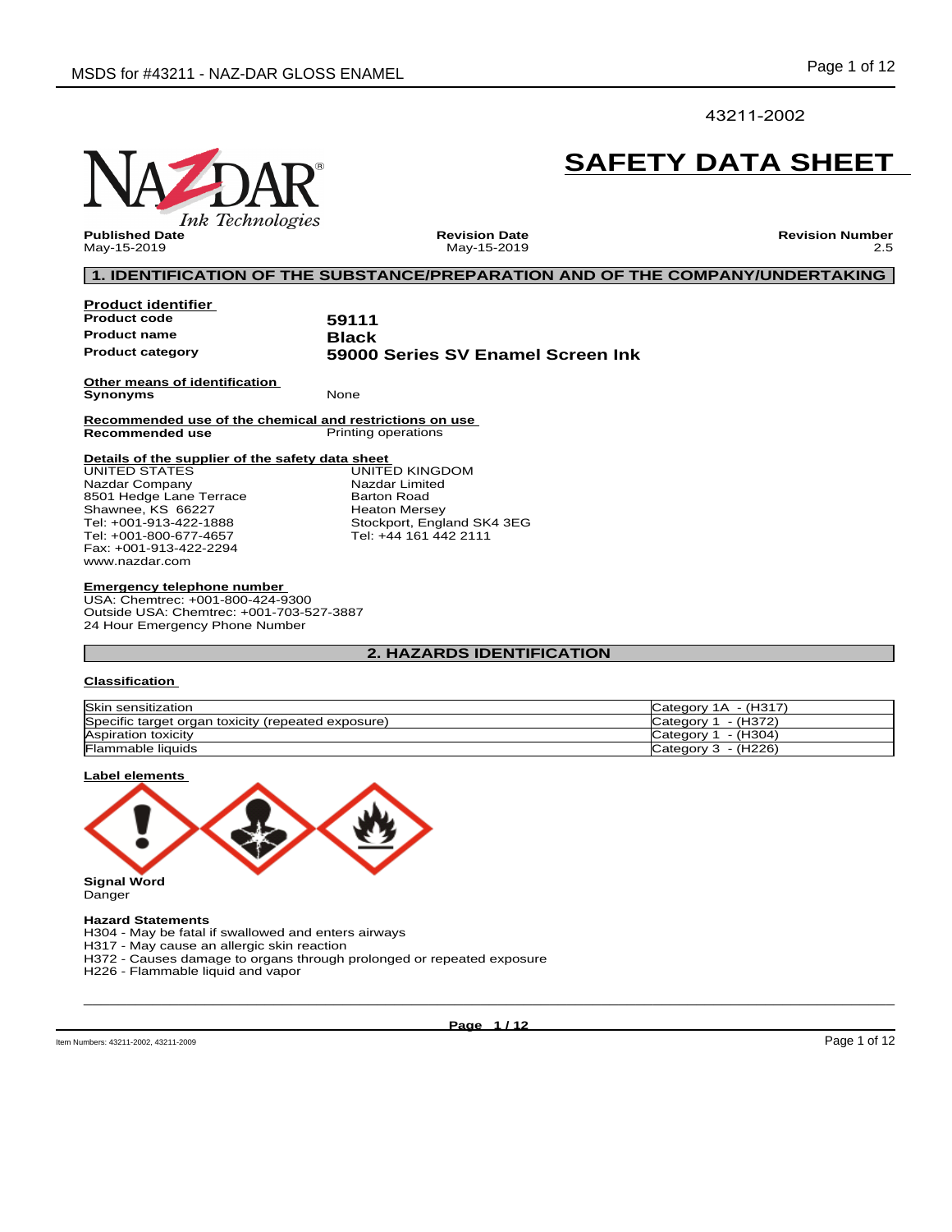43211-2002

# SAFETY DATA SHEET

**Published Date**
May-15-2019

**Revision Date**
May-15-2019

**Revision Number**
2.5

## 1. IDENTIFICATION OF THE SUBSTANCE/PREPARATION AND OF THE COMPANY/UNDERTAKING

**Product identifier**

| | |
|---|---|
| **Product code** | **59111** |
| **Product name** | **Black** |
| **Product category** | **59000 Series SV Enamel Screen Ink** |

**Other means of identification**

**Synonyms** None

**Recommended use of the chemical and restrictions on use**

**Recommended use** Printing operations

**Details of the supplier of the safety data sheet**

UNITED STATES
Nazdar Company
8501 Hedge Lane Terrace
Shawnee, KS 66227
Tel: +001-913-422-1888
Tel: +001-800-677-4657
Fax: +001-913-422-2294
www.nazdar.com

UNITED KINGDOM
Nazdar Limited
Barton Road
Heaton Mersey
Stockport, England SK4 3EG
Tel: +44 161 442 2111

**Emergency telephone number**

USA: Chemtrec: +001-800-424-9300
Outside USA: Chemtrec: +001-703-527-3887
24 Hour Emergency Phone Number

## 2. HAZARDS IDENTIFICATION

**Classification**

| | |
|---|---|
| Skin sensitization | Category 1A - (H317) |
| Specific target organ toxicity (repeated exposure) | Category 1 - (H372) |
| Aspiration toxicity | Category 1 - (H304) |
| Flammable liquids | Category 3 - (H226) |

**Label elements**

**Signal Word**
Danger

**Hazard Statements**
H304 - May be fatal if swallowed and enters airways
H317 - May cause an allergic skin reaction
H372 - Causes damage to organs through prolonged or repeated exposure
H226 - Flammable liquid and vapor

Item Numbers: 43211-2002, 43211-2009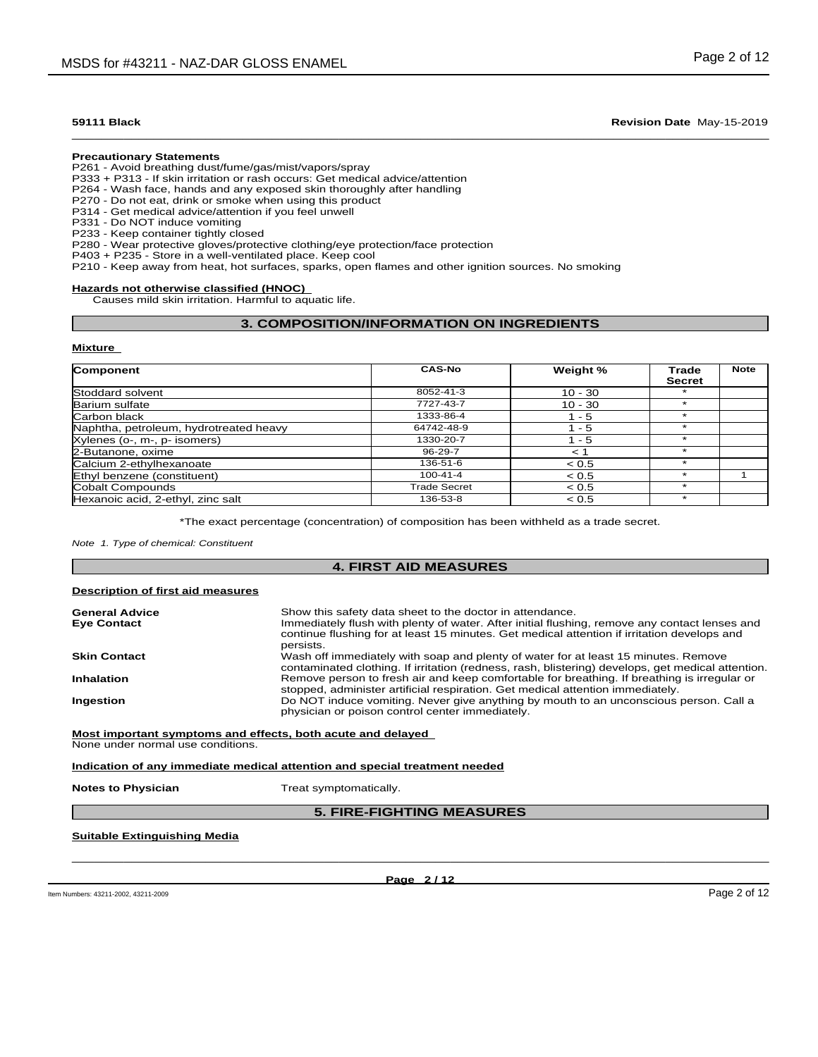**59111 Black** **Revision Date** May-15-2019

**Precautionary Statements**

P261 - Avoid breathing dust/fume/gas/mist/vapors/spray
P333 + P313 - If skin irritation or rash occurs: Get medical advice/attention
P264 - Wash face, hands and any exposed skin thoroughly after handling
P270 - Do not eat, drink or smoke when using this product
P314 - Get medical advice/attention if you feel unwell
P331 - Do NOT induce vomiting
P233 - Keep container tightly closed
P280 - Wear protective gloves/protective clothing/eye protection/face protection
P403 + P235 - Store in a well-ventilated place. Keep cool
P210 - Keep away from heat, hot surfaces, sparks, open flames and other ignition sources. No smoking

**Hazards not otherwise classified (HNOC)**

Causes mild skin irritation. Harmful to aquatic life.

## 3. COMPOSITION/INFORMATION ON INGREDIENTS

**Mixture**

| Component | CAS-No | Weight % | Trade Secret | Note |
|---|---|---|---|---|
| Stoddard solvent | 8052-41-3 | 10 - 30 | * | |
| Barium sulfate | 7727-43-7 | 10 - 30 | * | |
| Carbon black | 1333-86-4 | 1 - 5 | * | |
| Naphtha, petroleum, hydrotreated heavy | 64742-48-9 | 1 - 5 | * | |
| Xylenes (o-, m-, p- isomers) | 1330-20-7 | 1 - 5 | * | |
| 2-Butanone, oxime | 96-29-7 | < 1 | * | |
| Calcium 2-ethylhexanoate | 136-51-6 | < 0.5 | * | |
| Ethyl benzene (constituent) | 100-41-4 | < 0.5 | * | 1 |
| Cobalt Compounds | Trade Secret | < 0.5 | * | |
| Hexanoic acid, 2-ethyl, zinc salt | 136-53-8 | < 0.5 | * | |

*The exact percentage (concentration) of composition has been withheld as a trade secret.

*Note 1. Type of chemical: Constituent*

## 4. FIRST AID MEASURES

**Description of first aid measures**

**General Advice** Show this safety data sheet to the doctor in attendance.

**Eye Contact** Immediately flush with plenty of water. After initial flushing, remove any contact lenses and continue flushing for at least 15 minutes. Get medical attention if irritation develops and persists.

**Skin Contact** Wash off immediately with soap and plenty of water for at least 15 minutes. Remove contaminated clothing. If irritation (redness, rash, blistering) develops, get medical attention.

**Inhalation** Remove person to fresh air and keep comfortable for breathing. If breathing is irregular or stopped, administer artificial respiration. Get medical attention immediately.

**Ingestion** Do NOT induce vomiting. Never give anything by mouth to an unconscious person. Call a physician or poison control center immediately.

**Most important symptoms and effects, both acute and delayed**

None under normal use conditions.

**Indication of any immediate medical attention and special treatment needed**

**Notes to Physician** Treat symptomatically.

## 5. FIRE-FIGHTING MEASURES

**Suitable Extinguishing Media**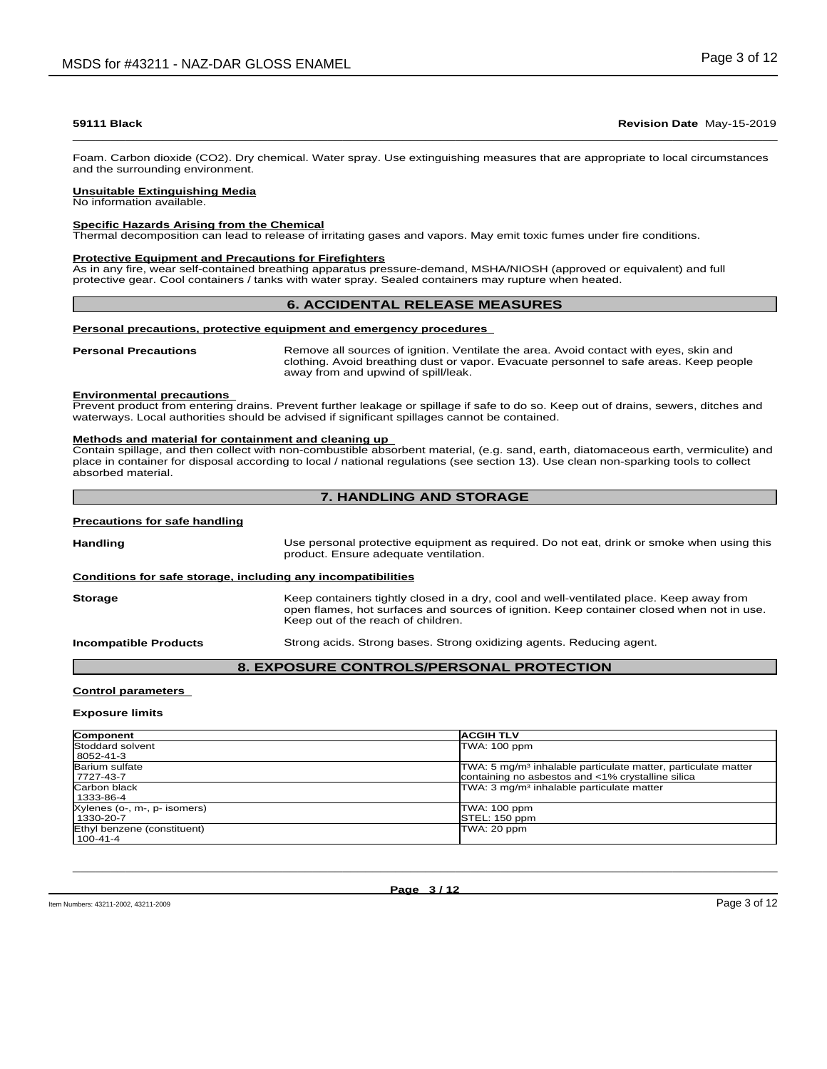**59111 Black** **Revision Date** May-15-2019

Foam. Carbon dioxide ($CO_2$). Dry chemical. Water spray. Use extinguishing measures that are appropriate to local circumstances and the surrounding environment.

**Unsuitable Extinguishing Media**
No information available.

**Specific Hazards Arising from the Chemical**
Thermal decomposition can lead to release of irritating gases and vapors. May emit toxic fumes under fire conditions.

**Protective Equipment and Precautions for Firefighters**
As in any fire, wear self-contained breathing apparatus pressure-demand, MSHA/NIOSH (approved or equivalent) and full protective gear. Cool containers / tanks with water spray. Sealed containers may rupture when heated.

## 6. ACCIDENTAL RELEASE MEASURES

**Personal precautions, protective equipment and emergency procedures**

**Personal Precautions** Remove all sources of ignition. Ventilate the area. Avoid contact with eyes, skin and clothing. Avoid breathing dust or vapor. Evacuate personnel to safe areas. Keep people away from and upwind of spill/leak.

**Environmental precautions**
Prevent product from entering drains. Prevent further leakage or spillage if safe to do so. Keep out of drains, sewers, ditches and waterways. Local authorities should be advised if significant spillages cannot be contained.

**Methods and material for containment and cleaning up**
Contain spillage, and then collect with non-combustible absorbent material, (e.g. sand, earth, diatomaceous earth, vermiculite) and place in container for disposal according to local / national regulations (see section 13). Use clean non-sparking tools to collect absorbed material.

## 7. HANDLING AND STORAGE

**Precautions for safe handling**

**Handling** Use personal protective equipment as required. Do not eat, drink or smoke when using this product. Ensure adequate ventilation.

**Conditions for safe storage, including any incompatibilities**

**Storage** Keep containers tightly closed in a dry, cool and well-ventilated place. Keep away from open flames, hot surfaces and sources of ignition. Keep container closed when not in use. Keep out of the reach of children.

**Incompatible Products** Strong acids. Strong bases. Strong oxidizing agents. Reducing agent.

## 8. EXPOSURE CONTROLS/PERSONAL PROTECTION

**Control parameters**

**Exposure limits**

| Component | ACGIH TLV |
|---|---|
| Stoddard solvent<br>8052-41-3 | TWA: 100 ppm |
| Barium sulfate<br>7727-43-7 | TWA: 5 mg/m³ inhalable particulate matter, particulate matter containing no asbestos and <1% crystalline silica |
| Carbon black<br>1333-86-4 | TWA: 3 mg/m³ inhalable particulate matter |
| Xylenes (o-, m-, p- isomers)<br>1330-20-7 | TWA: 100 ppm<br>STEL: 150 ppm |
| Ethyl benzene (constituent)<br>100-41-4 | TWA: 20 ppm |

Item Numbers: 43211-2002, 43211-2009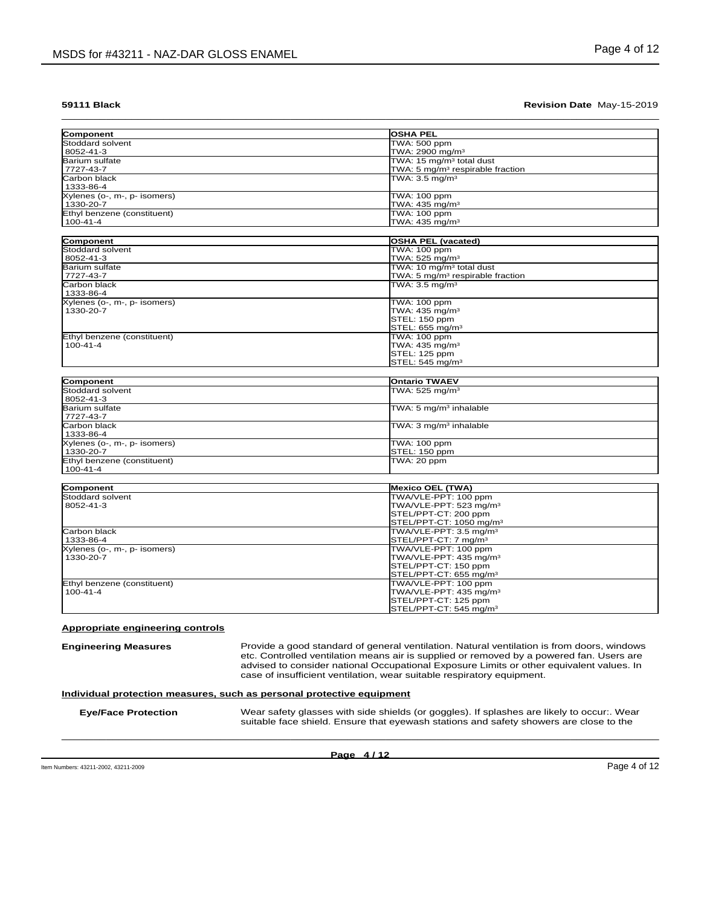**59111 Black** **Revision Date** May-15-2019

| Component | OSHA PEL |
|---|---|
| Stoddard solvent<br>8052-41-3 | TWA: 500 ppm<br>TWA: 2900 mg/m³ |
| Barium sulfate<br>7727-43-7 | TWA: 15 mg/m³ total dust<br>TWA: 5 mg/m³ respirable fraction |
| Carbon black<br>1333-86-4 | TWA: 3.5 mg/m³ |
| Xylenes (o-, m-, p- isomers)<br>1330-20-7 | TWA: 100 ppm<br>TWA: 435 mg/m³ |
| Ethyl benzene (constituent)<br>100-41-4 | TWA: 100 ppm<br>TWA: 435 mg/m³ |

| Component | OSHA PEL (vacated) |
|---|---|
| Stoddard solvent<br>8052-41-3 | TWA: 100 ppm<br>TWA: 525 mg/m³ |
| Barium sulfate<br>7727-43-7 | TWA: 10 mg/m³ total dust<br>TWA: 5 mg/m³ respirable fraction |
| Carbon black<br>1333-86-4 | TWA: 3.5 mg/m³ |
| Xylenes (o-, m-, p- isomers)<br>1330-20-7 | TWA: 100 ppm<br>TWA: 435 mg/m³<br>STEL: 150 ppm<br>STEL: 655 mg/m³ |
| Ethyl benzene (constituent)<br>100-41-4 | TWA: 100 ppm<br>TWA: 435 mg/m³<br>STEL: 125 ppm<br>STEL: 545 mg/m³ |

| Component | Ontario TWAEV |
|---|---|
| Stoddard solvent<br>8052-41-3 | TWA: 525 mg/m³ |
| Barium sulfate<br>7727-43-7 | TWA: 5 mg/m³ inhalable |
| Carbon black<br>1333-86-4 | TWA: 3 mg/m³ inhalable |
| Xylenes (o-, m-, p- isomers)<br>1330-20-7 | TWA: 100 ppm<br>STEL: 150 ppm |
| Ethyl benzene (constituent)<br>100-41-4 | TWA: 20 ppm |

| Component | Mexico OEL (TWA) |
|---|---|
| Stoddard solvent<br>8052-41-3 | TWA/VLE-PPT: 100 ppm<br>TWA/VLE-PPT: 523 mg/m³<br>STEL/PPT-CT: 200 ppm<br>STEL/PPT-CT: 1050 mg/m³ |
| Carbon black<br>1333-86-4 | TWA/VLE-PPT: 3.5 mg/m³<br>STEL/PPT-CT: 7 mg/m³ |
| Xylenes (o-, m-, p- isomers)<br>1330-20-7 | TWA/VLE-PPT: 100 ppm<br>TWA/VLE-PPT: 435 mg/m³<br>STEL/PPT-CT: 150 ppm<br>STEL/PPT-CT: 655 mg/m³ |
| Ethyl benzene (constituent)<br>100-41-4 | TWA/VLE-PPT: 100 ppm<br>TWA/VLE-PPT: 435 mg/m³<br>STEL/PPT-CT: 125 ppm<br>STEL/PPT-CT: 545 mg/m³ |

**Appropriate engineering controls**

**Engineering Measures** Provide a good standard of general ventilation. Natural ventilation is from doors, windows etc. Controlled ventilation means air is supplied or removed by a powered fan. Users are advised to consider national Occupational Exposure Limits or other equivalent values. In case of insufficient ventilation, wear suitable respiratory equipment.

**Individual protection measures, such as personal protective equipment**

**Eye/Face Protection** Wear safety glasses with side shields (or goggles). If splashes are likely to occur:. Wear suitable face shield. Ensure that eyewash stations and safety showers are close to the

Item Numbers: 43211-2002, 43211-2009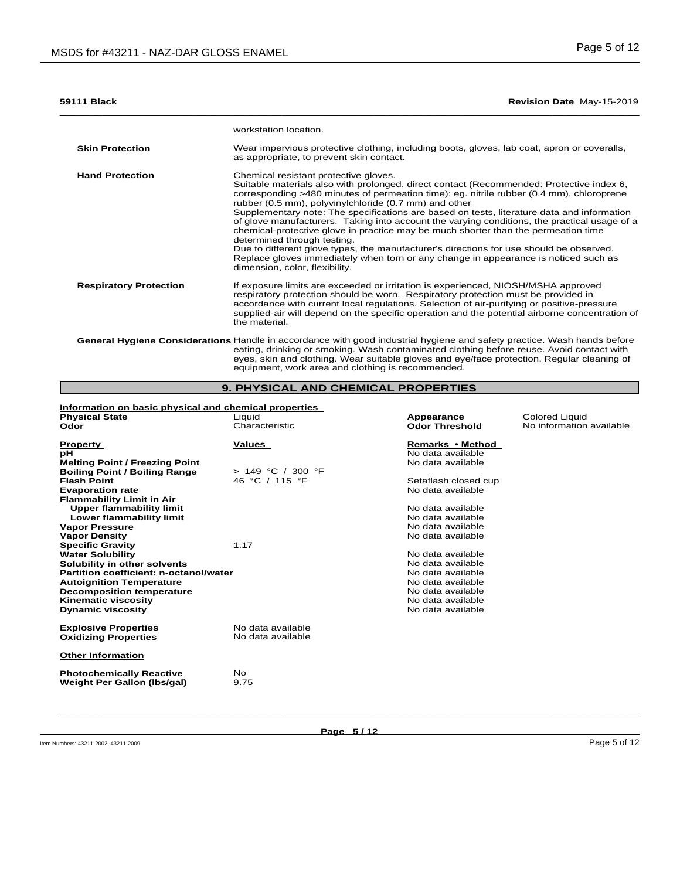**59111 Black** **Revision Date** May-15-2019

| | |
|---|---|
| | workstation location. |
| **Skin Protection** | Wear impervious protective clothing, including boots, gloves, lab coat, apron or coveralls, as appropriate, to prevent skin contact. |
| **Hand Protection** | Chemical resistant protective gloves. Suitable materials also with prolonged, direct contact (Recommended: Protective index 6, corresponding >480 minutes of permeation time): eg. nitrile rubber (0.4 mm), chloroprene rubber (0.5 mm), polyvinylchloride (0.7 mm) and other Supplementary note: The specifications are based on tests, literature data and information of glove manufacturers. Taking into account the varying conditions, the practical usage of a chemical-protective glove in practice may be much shorter than the permeation time determined through testing. Due to different glove types, the manufacturer's directions for use should be observed. Replace gloves immediately when torn or any change in appearance is noticed such as dimension, color, flexibility. |
| **Respiratory Protection** | If exposure limits are exceeded or irritation is experienced, NIOSH/MSHA approved respiratory protection should be worn. Respiratory protection must be provided in accordance with current local regulations. Selection of air-purifying or positive-pressure supplied-air will depend on the specific operation and the potential airborne concentration of the material. |
| **General Hygiene Considerations** | Handle in accordance with good industrial hygiene and safety practice. Wash hands before eating, drinking or smoking. Wash contaminated clothing before reuse. Avoid contact with eyes, skin and clothing. Wear suitable gloves and eye/face protection. Regular cleaning of equipment, work area and clothing is recommended. |

## 9. PHYSICAL AND CHEMICAL PROPERTIES

**Information on basic physical and chemical properties**

| | | | |
|---|---|---|---|
| **Physical State** | Liquid | **Appearance** | Colored Liquid |
| **Odor** | Characteristic | **Odor Threshold** | No information available |

| **Property** | **Values** | **Remarks • Method** |
|---|---|---|
| **pH** | | No data available |
| **Melting Point / Freezing Point** | | No data available |
| **Boiling Point / Boiling Range** | > 149 °C / 300 °F | |
| **Flash Point** | 46 °C / 115 °F | Setaflash closed cup |
| **Evaporation rate** | | No data available |
| **Flammability Limit in Air** | | |
| **Upper flammability limit** | | No data available |
| **Lower flammability limit** | | No data available |
| **Vapor Pressure** | | No data available |
| **Vapor Density** | | No data available |
| **Specific Gravity** | 1.17 | |
| **Water Solubility** | | No data available |
| **Solubility in other solvents** | | No data available |
| **Partition coefficient: n-octanol/water** | | No data available |
| **Autoignition Temperature** | | No data available |
| **Decomposition temperature** | | No data available |
| **Kinematic viscosity** | | No data available |
| **Dynamic viscosity** | | No data available |
| **Explosive Properties** | No data available | |
| **Oxidizing Properties** | No data available | |

**Other Information**

| | |
|---|---|
| **Photochemically Reactive** | No |
| **Weight Per Gallon (lbs/gal)** | 9.75 |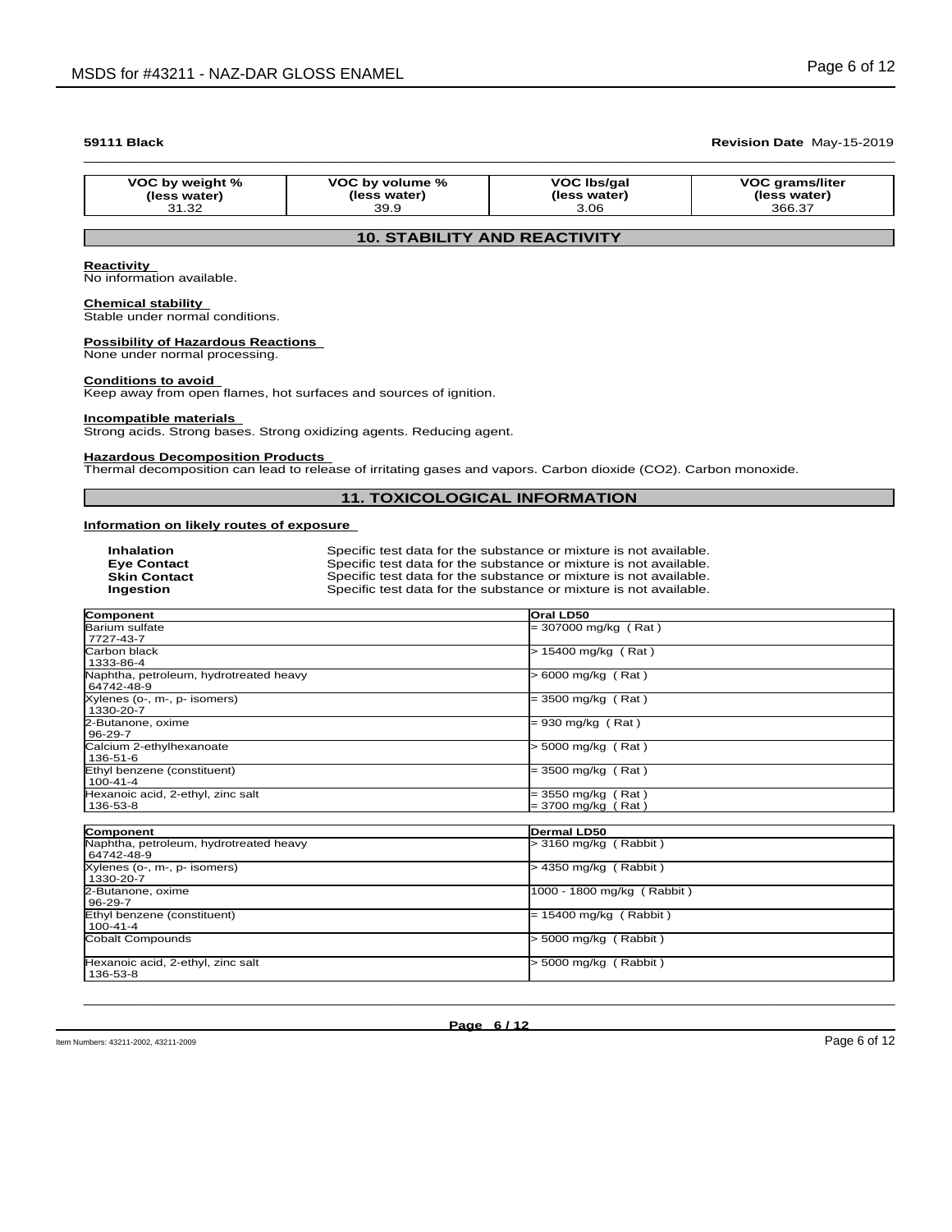**59111 Black** **Revision Date** May-15-2019

| VOC by weight % (less water) | VOC by volume % (less water) | VOC lbs/gal (less water) | VOC grams/liter (less water) |
|---|---|---|---|
| 31.32 | 39.9 | 3.06 | 366.37 |

## 10. STABILITY AND REACTIVITY

**Reactivity**
No information available.

**Chemical stability**
Stable under normal conditions.

**Possibility of Hazardous Reactions**
None under normal processing.

**Conditions to avoid**
Keep away from open flames, hot surfaces and sources of ignition.

**Incompatible materials**
Strong acids. Strong bases. Strong oxidizing agents. Reducing agent.

**Hazardous Decomposition Products**
Thermal decomposition can lead to release of irritating gases and vapors. Carbon dioxide ($CO_2$). Carbon monoxide.

## 11. TOXICOLOGICAL INFORMATION

**Information on likely routes of exposure**

**Inhalation** Specific test data for the substance or mixture is not available.
**Eye Contact** Specific test data for the substance or mixture is not available.
**Skin Contact** Specific test data for the substance or mixture is not available.
**Ingestion** Specific test data for the substance or mixture is not available.

| Component | Oral LD50 |
|---|---|
| Barium sulfate<br>7727-43-7 | = 307000 mg/kg ( Rat ) |
| Carbon black<br>1333-86-4 | > 15400 mg/kg ( Rat ) |
| Naphtha, petroleum, hydrotreated heavy<br>64742-48-9 | > 6000 mg/kg ( Rat ) |
| Xylenes (o-, m-, p- isomers)<br>1330-20-7 | = 3500 mg/kg ( Rat ) |
| 2-Butanone, oxime<br>96-29-7 | = 930 mg/kg ( Rat ) |
| Calcium 2-ethylhexanoate<br>136-51-6 | > 5000 mg/kg ( Rat ) |
| Ethyl benzene (constituent)<br>100-41-4 | = 3500 mg/kg ( Rat ) |
| Hexanoic acid, 2-ethyl, zinc salt<br>136-53-8 | = 3550 mg/kg ( Rat )<br>= 3700 mg/kg ( Rat ) |

| Component | Dermal LD50 |
|---|---|
| Naphtha, petroleum, hydrotreated heavy<br>64742-48-9 | > 3160 mg/kg ( Rabbit ) |
| Xylenes (o-, m-, p- isomers)<br>1330-20-7 | > 4350 mg/kg ( Rabbit ) |
| 2-Butanone, oxime<br>96-29-7 | 1000 - 1800 mg/kg ( Rabbit ) |
| Ethyl benzene (constituent)<br>100-41-4 | = 15400 mg/kg ( Rabbit ) |
| Cobalt Compounds | > 5000 mg/kg ( Rabbit ) |
| Hexanoic acid, 2-ethyl, zinc salt<br>136-53-8 | > 5000 mg/kg ( Rabbit ) |

Item Numbers: 43211-2002, 43211-2009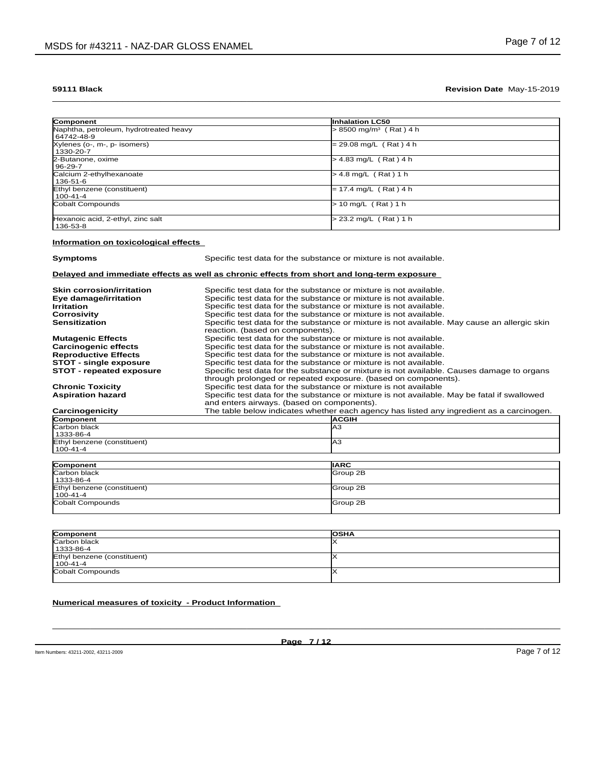**59111 Black** **Revision Date** May-15-2019

| Component | Inhalation LC50 |
|---|---|
| Naphtha, petroleum, hydrotreated heavy 64742-48-9 | > 8500 mg/m³ ( Rat ) 4 h |
| Xylenes (o-, m-, p- isomers) 1330-20-7 | = 29.08 mg/L ( Rat ) 4 h |
| 2-Butanone, oxime 96-29-7 | > 4.83 mg/L ( Rat ) 4 h |
| Calcium 2-ethylhexanoate 136-51-6 | > 4.8 mg/L ( Rat ) 1 h |
| Ethyl benzene (constituent) 100-41-4 | = 17.4 mg/L ( Rat ) 4 h |
| Cobalt Compounds | > 10 mg/L ( Rat ) 1 h |
| Hexanoic acid, 2-ethyl, zinc salt 136-53-8 | > 23.2 mg/L ( Rat ) 1 h |

### Information on toxicological effects

**Symptoms** Specific test data for the substance or mixture is not available.

### Delayed and immediate effects as well as chronic effects from short and long-term exposure

**Skin corrosion/irritation** Specific test data for the substance or mixture is not available.
**Eye damage/irritation** Specific test data for the substance or mixture is not available.
**Irritation** Specific test data for the substance or mixture is not available.
**Corrosivity** Specific test data for the substance or mixture is not available.
**Sensitization** Specific test data for the substance or mixture is not available. May cause an allergic skin reaction. (based on components).
**Mutagenic Effects** Specific test data for the substance or mixture is not available.
**Carcinogenic effects** Specific test data for the substance or mixture is not available.
**Reproductive Effects** Specific test data for the substance or mixture is not available.
**STOT - single exposure** Specific test data for the substance or mixture is not available.
**STOT - repeated exposure** Specific test data for the substance or mixture is not available. Causes damage to organs through prolonged or repeated exposure. (based on components).
**Chronic Toxicity** Specific test data for the substance or mixture is not available
**Aspiration hazard** Specific test data for the substance or mixture is not available. May be fatal if swallowed and enters airways. (based on components).
**Carcinogenicity** The table below indicates whether each agency has listed any ingredient as a carcinogen.

| Component | ACGIH |
|---|---|
| Carbon black 1333-86-4 | A3 |
| Ethyl benzene (constituent) 100-41-4 | A3 |

| Component | IARC |
|---|---|
| Carbon black 1333-86-4 | Group 2B |
| Ethyl benzene (constituent) 100-41-4 | Group 2B |
| Cobalt Compounds | Group 2B |

| Component | OSHA |
|---|---|
| Carbon black 1333-86-4 | X |
| Ethyl benzene (constituent) 100-41-4 | X |
| Cobalt Compounds | X |

### Numerical measures of toxicity - Product Information

Item Numbers: 43211-2002, 43211-2009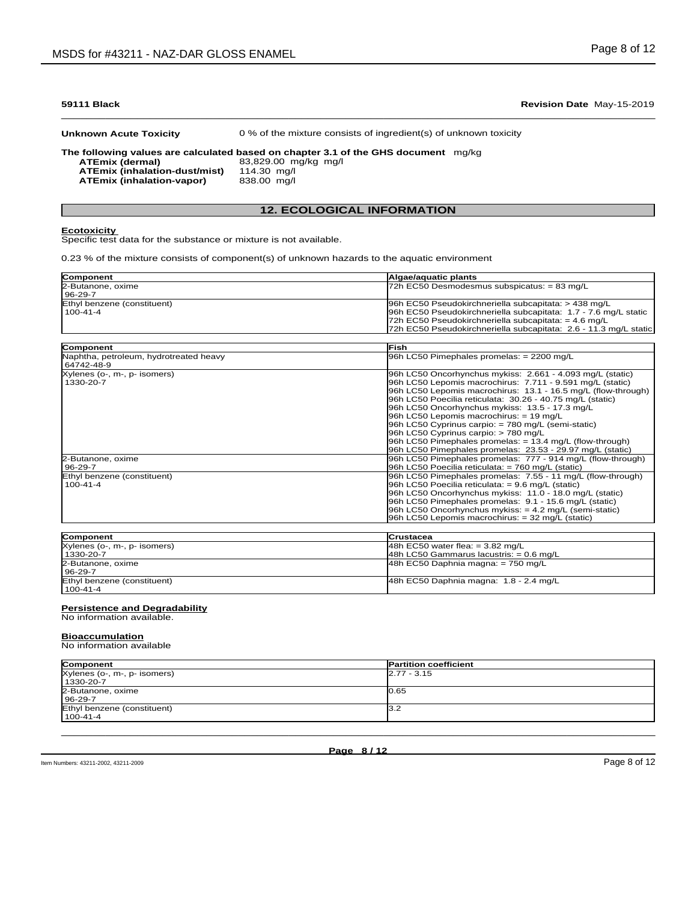**59111 Black** **Revision Date** May-15-2019

**Unknown Acute Toxicity** 0 % of the mixture consists of ingredient(s) of unknown toxicity

**The following values are calculated based on chapter 3.1 of the GHS document** mg/kg

| | |
|---|---|
| **ATEmix (dermal)** | 83,829.00 mg/kg mg/l |
| **ATEmix (inhalation-dust/mist)** | 114.30 mg/l |
| **ATEmix (inhalation-vapor)** | 838.00 mg/l |

## 12. ECOLOGICAL INFORMATION

**Ecotoxicity**

Specific test data for the substance or mixture is not available.

0.23 % of the mixture consists of component(s) of unknown hazards to the aquatic environment

| Component | Algae/aquatic plants |
|---|---|
| 2-Butanone, oxime<br>96-29-7 | 72h EC50 Desmodesmus subspicatus: = 83 mg/L |
| Ethyl benzene (constituent)<br>100-41-4 | 96h EC50 Pseudokirchneriella subcapitata: > 438 mg/L<br>96h EC50 Pseudokirchneriella subcapitata: 1.7 - 7.6 mg/L static<br>72h EC50 Pseudokirchneriella subcapitata: = 4.6 mg/L<br>72h EC50 Pseudokirchneriella subcapitata: 2.6 - 11.3 mg/L static |

| Component | Fish |
|---|---|
| Naphtha, petroleum, hydrotreated heavy<br>64742-48-9 | 96h LC50 Pimephales promelas: = 2200 mg/L |
| Xylenes (o-, m-, p- isomers)<br>1330-20-7 | 96h LC50 Oncorhynchus mykiss: 2.661 - 4.093 mg/L (static)<br>96h LC50 Lepomis macrochirus: 7.711 - 9.591 mg/L (static)<br>96h LC50 Lepomis macrochirus: 13.1 - 16.5 mg/L (flow-through)<br>96h LC50 Poecilia reticulata: 30.26 - 40.75 mg/L (static)<br>96h LC50 Oncorhynchus mykiss: 13.5 - 17.3 mg/L<br>96h LC50 Lepomis macrochirus: = 19 mg/L<br>96h LC50 Cyprinus carpio: = 780 mg/L (semi-static)<br>96h LC50 Cyprinus carpio: > 780 mg/L<br>96h LC50 Pimephales promelas: = 13.4 mg/L (flow-through)<br>96h LC50 Pimephales promelas: 23.53 - 29.97 mg/L (static) |
| 2-Butanone, oxime<br>96-29-7 | 96h LC50 Pimephales promelas: 777 - 914 mg/L (flow-through)<br>96h LC50 Poecilia reticulata: = 760 mg/L (static) |
| Ethyl benzene (constituent)<br>100-41-4 | 96h LC50 Pimephales promelas: 7.55 - 11 mg/L (flow-through)<br>96h LC50 Poecilia reticulata: = 9.6 mg/L (static)<br>96h LC50 Oncorhynchus mykiss: 11.0 - 18.0 mg/L (static)<br>96h LC50 Pimephales promelas: 9.1 - 15.6 mg/L (static)<br>96h LC50 Oncorhynchus mykiss: = 4.2 mg/L (semi-static)<br>96h LC50 Lepomis macrochirus: = 32 mg/L (static) |

| Component | Crustacea |
|---|---|
| Xylenes (o-, m-, p- isomers)<br>1330-20-7 | 48h EC50 water flea: = 3.82 mg/L<br>48h LC50 Gammarus lacustris: = 0.6 mg/L |
| 2-Butanone, oxime<br>96-29-7 | 48h EC50 Daphnia magna: = 750 mg/L |
| Ethyl benzene (constituent)<br>100-41-4 | 48h EC50 Daphnia magna: 1.8 - 2.4 mg/L |

**Persistence and Degradability**

No information available.

**Bioaccumulation**

No information available

| Component | Partition coefficient |
|---|---|
| Xylenes (o-, m-, p- isomers)<br>1330-20-7 | 2.77 - 3.15 |
| 2-Butanone, oxime<br>96-29-7 | 0.65 |
| Ethyl benzene (constituent)<br>100-41-4 | 3.2 |

Item Numbers: 43211-2002, 43211-2009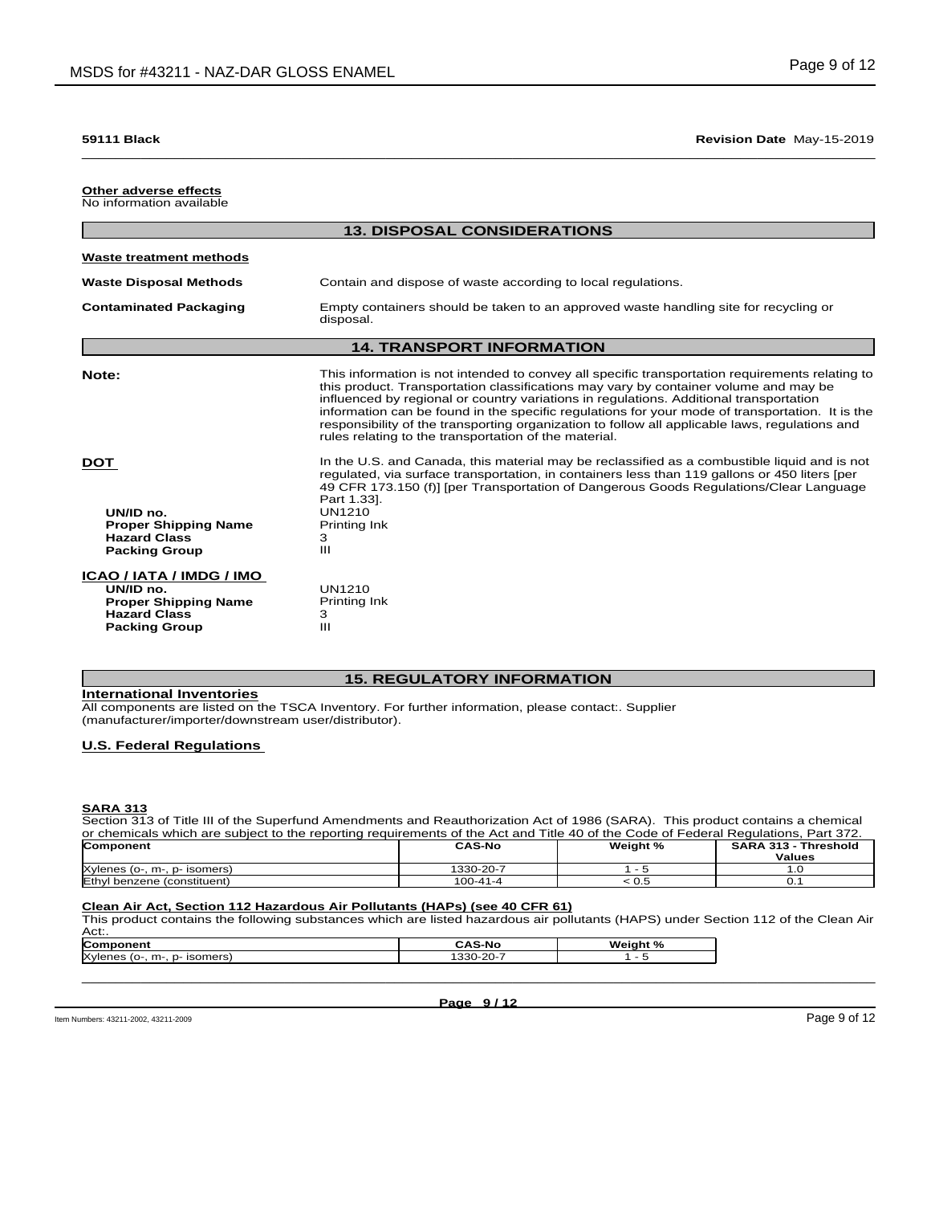**59111 Black** **Revision Date** May-15-2019

**Other adverse effects**
No information available

## 13. DISPOSAL CONSIDERATIONS

**Waste treatment methods**

**Waste Disposal Methods** Contain and dispose of waste according to local regulations.

**Contaminated Packaging** Empty containers should be taken to an approved waste handling site for recycling or disposal.

## 14. TRANSPORT INFORMATION

**Note:** This information is not intended to convey all specific transportation requirements relating to this product. Transportation classifications may vary by container volume and may be influenced by regional or country variations in regulations. Additional transportation information can be found in the specific regulations for your mode of transportation. It is the responsibility of the transporting organization to follow all applicable laws, regulations and rules relating to the transportation of the material.

**DOT** In the U.S. and Canada, this material may be reclassified as a combustible liquid and is not regulated, via surface transportation, in containers less than 119 gallons or 450 liters [per 49 CFR 173.150 (f)] [per Transportation of Dangerous Goods Regulations/Clear Language Part 1.33].

- **UN/ID no.** UN1210
- **Proper Shipping Name** Printing Ink
- **Hazard Class** 3
- **Packing Group** III

**ICAO / IATA / IMDG / IMO**

- **UN/ID no.** UN1210
- **Proper Shipping Name** Printing Ink
- **Hazard Class** 3
- **Packing Group** III

## 15. REGULATORY INFORMATION

**International Inventories**
All components are listed on the TSCA Inventory. For further information, please contact:. Supplier (manufacturer/importer/downstream user/distributor).

**U.S. Federal Regulations**

**SARA 313**
Section 313 of Title III of the Superfund Amendments and Reauthorization Act of 1986 (SARA). This product contains a chemical or chemicals which are subject to the reporting requirements of the Act and Title 40 of the Code of Federal Regulations, Part 372.

| Component | CAS-No | Weight % | SARA 313 - Threshold Values |
|---|---|---|---|
| Xylenes (o-, m-, p- isomers) | 1330-20-7 | 1 - 5 | 1.0 |
| Ethyl benzene (constituent) | 100-41-4 | < 0.5 | 0.1 |

**Clean Air Act, Section 112 Hazardous Air Pollutants (HAPs) (see 40 CFR 61)**
This product contains the following substances which are listed hazardous air pollutants (HAPS) under Section 112 of the Clean Air Act:.

| Component | CAS-No | Weight % |
|---|---|---|
| Xylenes (o-, m-, p- isomers) | 1330-20-7 | 1 - 5 |

Item Numbers: 43211-2002, 43211-2009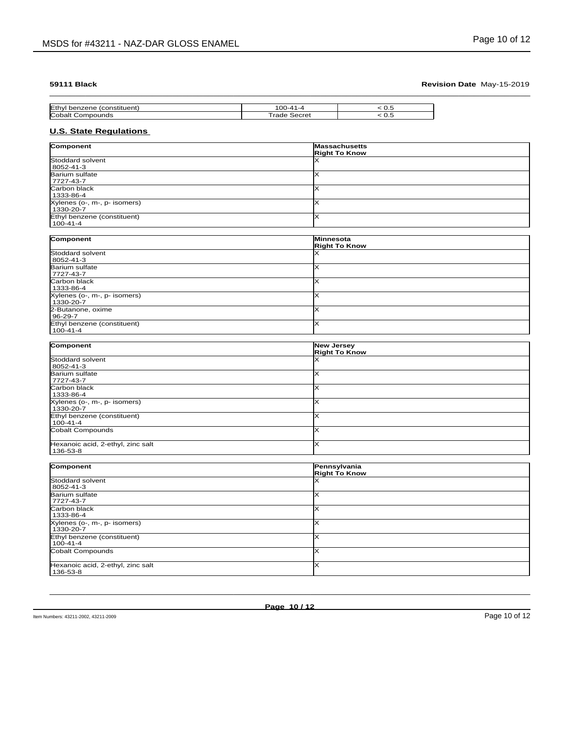**59111 Black** **Revision Date** May-15-2019

| | | |
|---|---|---|
| Ethyl benzene (constituent) | 100-41-4 | < 0.5 |
| Cobalt Compounds | Trade Secret | < 0.5 |

## U.S. State Regulations

| Component | Massachusetts Right To Know |
|---|---|
| Stoddard solvent 8052-41-3 | X |
| Barium sulfate 7727-43-7 | X |
| Carbon black 1333-86-4 | X |
| Xylenes (o-, m-, p- isomers) 1330-20-7 | X |
| Ethyl benzene (constituent) 100-41-4 | X |

| Component | Minnesota Right To Know |
|---|---|
| Stoddard solvent 8052-41-3 | X |
| Barium sulfate 7727-43-7 | X |
| Carbon black 1333-86-4 | X |
| Xylenes (o-, m-, p- isomers) 1330-20-7 | X |
| 2-Butanone, oxime 96-29-7 | X |
| Ethyl benzene (constituent) 100-41-4 | X |

| Component | New Jersey Right To Know |
|---|---|
| Stoddard solvent 8052-41-3 | X |
| Barium sulfate 7727-43-7 | X |
| Carbon black 1333-86-4 | X |
| Xylenes (o-, m-, p- isomers) 1330-20-7 | X |
| Ethyl benzene (constituent) 100-41-4 | X |
| Cobalt Compounds | X |
| Hexanoic acid, 2-ethyl, zinc salt 136-53-8 | X |

| Component | Pennsylvania Right To Know |
|---|---|
| Stoddard solvent 8052-41-3 | X |
| Barium sulfate 7727-43-7 | X |
| Carbon black 1333-86-4 | X |
| Xylenes (o-, m-, p- isomers) 1330-20-7 | X |
| Ethyl benzene (constituent) 100-41-4 | X |
| Cobalt Compounds | X |
| Hexanoic acid, 2-ethyl, zinc salt 136-53-8 | X |

Item Numbers: 43211-2002, 43211-2009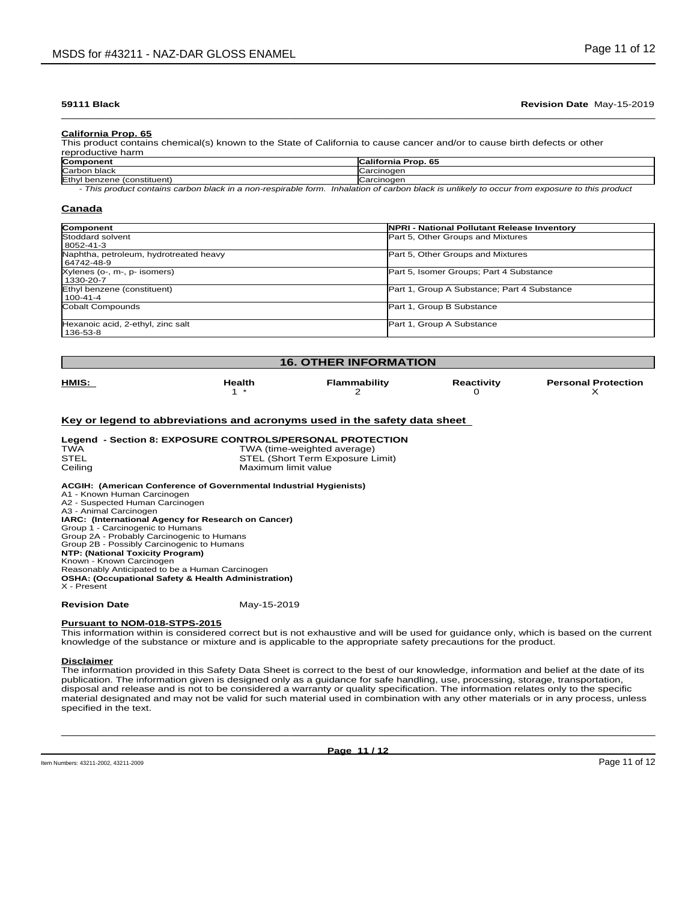**59111 Black** **Revision Date** May-15-2019

### California Prop. 65

This product contains chemical(s) known to the State of California to cause cancer and/or to cause birth defects or other reproductive harm

| Component | California Prop. 65 |
|---|---|
| Carbon black | Carcinogen |
| Ethyl benzene (constituent) | Carcinogen |

*- This product contains carbon black in a non-respirable form. Inhalation of carbon black is unlikely to occur from exposure to this product*

### Canada

| Component | NPRI - National Pollutant Release Inventory |
|---|---|
| Stoddard solvent 8052-41-3 | Part 5, Other Groups and Mixtures |
| Naphtha, petroleum, hydrotreated heavy 64742-48-9 | Part 5, Other Groups and Mixtures |
| Xylenes (o-, m-, p- isomers) 1330-20-7 | Part 5, Isomer Groups; Part 4 Substance |
| Ethyl benzene (constituent) 100-41-4 | Part 1, Group A Substance; Part 4 Substance |
| Cobalt Compounds | Part 1, Group B Substance |
| Hexanoic acid, 2-ethyl, zinc salt 136-53-8 | Part 1, Group A Substance |

## 16. OTHER INFORMATION

| HMIS: | Health | Flammability | Reactivity | Personal Protection |
|---|---|---|---|---|
| | 1 * | 2 | 0 | X |

### Key or legend to abbreviations and acronyms used in the safety data sheet

**Legend - Section 8: EXPOSURE CONTROLS/PERSONAL PROTECTION**

| | |
|---|---|
| TWA | TWA (time-weighted average) |
| STEL | STEL (Short Term Exposure Limit) |
| Ceiling | Maximum limit value |

**ACGIH: (American Conference of Governmental Industrial Hygienists)**
A1 - Known Human Carcinogen
A2 - Suspected Human Carcinogen
A3 - Animal Carcinogen
**IARC: (International Agency for Research on Cancer)**
Group 1 - Carcinogenic to Humans
Group 2A - Probably Carcinogenic to Humans
Group 2B - Possibly Carcinogenic to Humans
**NTP: (National Toxicity Program)**
Known - Known Carcinogen
Reasonably Anticipated to be a Human Carcinogen
**OSHA: (Occupational Safety & Health Administration)**
X - Present

**Revision Date** May-15-2019

### Pursuant to NOM-018-STPS-2015

This information within is considered correct but is not exhaustive and will be used for guidance only, which is based on the current knowledge of the substance or mixture and is applicable to the appropriate safety precautions for the product.

### Disclaimer

The information provided in this Safety Data Sheet is correct to the best of our knowledge, information and belief at the date of its publication. The information given is designed only as a guidance for safe handling, use, processing, storage, transportation, disposal and release and is not to be considered a warranty or quality specification. The information relates only to the specific material designated and may not be valid for such material used in combination with any other materials or in any process, unless specified in the text.

Item Numbers: 43211-2002, 43211-2009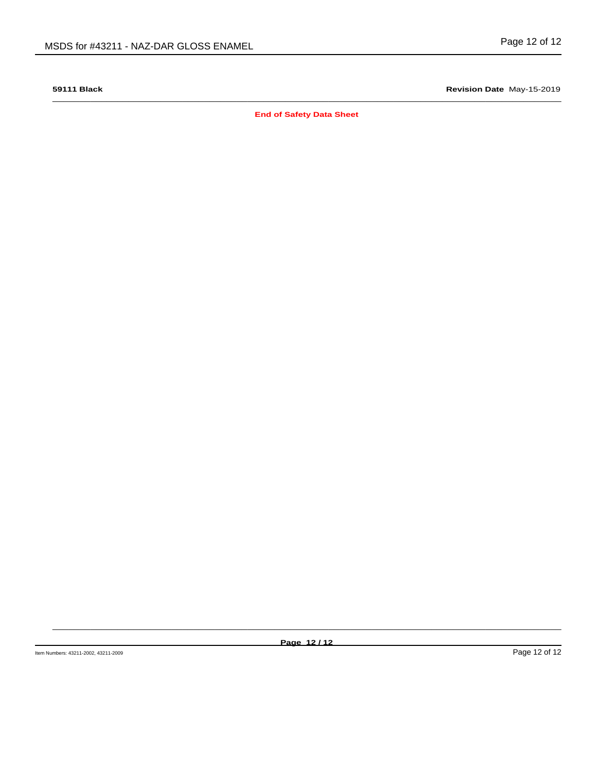**59111 Black** **Revision Date** May-15-2019

**End of Safety Data Sheet**

Item Numbers: 43211-2002, 43211-2009